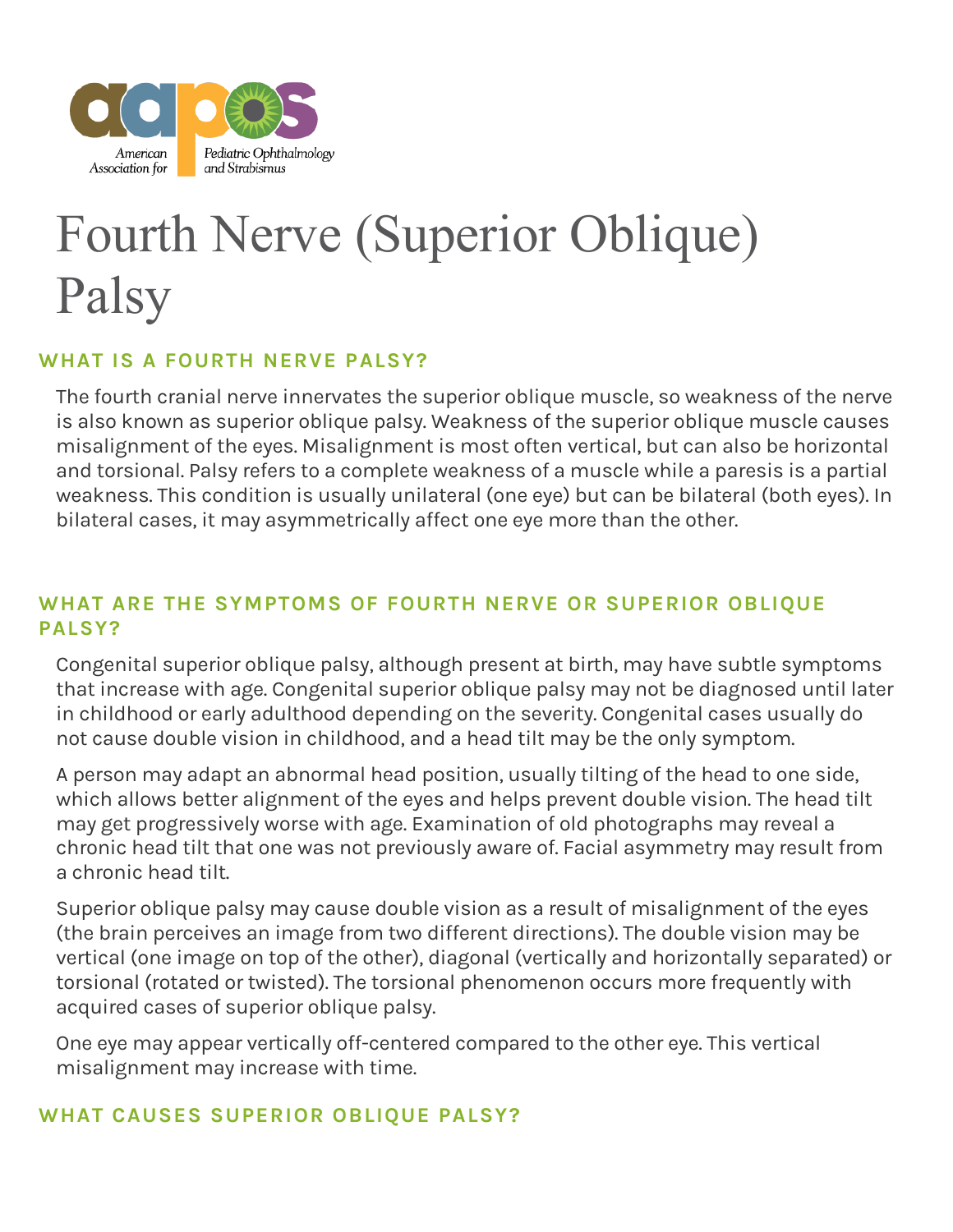American Association for Pediatric Ophthalmology and Strabismus

# Fourth Nerve (Superior Oblique) Palsy

## WHAT IS A FOURTH NERVE PALSY?

The fourth cranial nerve innervates the superior oblique muscle, so weakness of the nerve is also known as superior oblique palsy. Weakness of the superior oblique muscle causes misalignment of the eyes. Misalignment is most often vertical, but can also be horizontal and torsional. Palsy refers to a complete weakness of a muscle while a paresis is a partial weakness. This condition is usually unilateral (one eye) but can be bilateral (both eyes). In bilateral cases, it may asymmetrically affect one eye more than the other.

## WHAT ARE THE SYMPTOMS OF FOURTH NERVE OR SUPERIOR OBLIQUE PALSY?

Congenital superior oblique palsy, although present at birth, may have subtle symptoms that increase with age. Congenital superior oblique palsy may not be diagnosed until later in childhood or early adulthood depending on the severity. Congenital cases usually do not cause double vision in childhood, and a head tilt may be the only symptom.

A person may adapt an abnormal head position, usually tilting of the head to one side, which allows better alignment of the eyes and helps prevent double vision. The head tilt may get progressively worse with age. Examination of old photographs may reveal a chronic head tilt that one was not previously aware of. Facial asymmetry may result from a chronic head tilt.

Superior oblique palsy may cause double vision as a result of misalignment of the eyes (the brain perceives an image from two different directions). The double vision may be vertical (one image on top of the other), diagonal (vertically and horizontally separated) or torsional (rotated or twisted). The torsional phenomenon occurs more frequently with acquired cases of superior oblique palsy.

One eye may appear vertically off-centered compared to the other eye. This vertical misalignment may increase with time.

## WHAT CAUSES SUPERIOR OBLIQUE PALSY?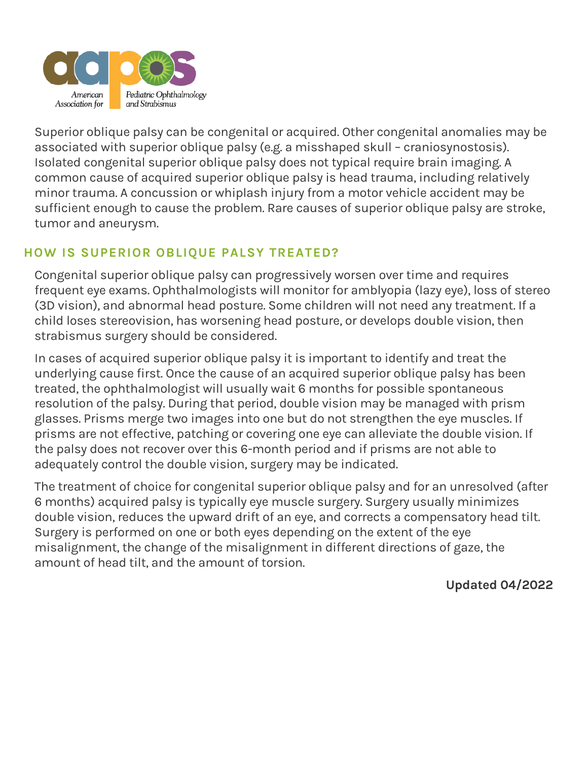Superior oblique palsy can be congenital or acquired. Other congenital anomalies may be associated with superior oblique palsy (e.g. a misshaped skull – craniosynostosis). Isolated congenital superior oblique palsy does not typical require brain imaging. A common cause of acquired superior oblique palsy is head trauma, including relatively minor trauma. A concussion or whiplash injury from a motor vehicle accident may be sufficient enough to cause the problem. Rare causes of superior oblique palsy are stroke, tumor and aneurysm.

## HOW IS SUPERIOR OBLIQUE PALSY TREATED?

Congenital superior oblique palsy can progressively worsen over time and requires frequent eye exams. Ophthalmologists will monitor for amblyopia (lazy eye), loss of stereo (3D vision), and abnormal head posture. Some children will not need any treatment. If a child loses stereovision, has worsening head posture, or develops double vision, then strabismus surgery should be considered.

In cases of acquired superior oblique palsy it is important to identify and treat the underlying cause first. Once the cause of an acquired superior oblique palsy has been treated, the ophthalmologist will usually wait 6 months for possible spontaneous resolution of the palsy. During that period, double vision may be managed with prism glasses. Prisms merge two images into one but do not strengthen the eye muscles. If prisms are not effective, patching or covering one eye can alleviate the double vision. If the palsy does not recover over this 6-month period and if prisms are not able to adequately control the double vision, surgery may be indicated.

The treatment of choice for congenital superior oblique palsy and for an unresolved (after 6 months) acquired palsy is typically eye muscle surgery. Surgery usually minimizes double vision, reduces the upward drift of an eye, and corrects a compensatory head tilt. Surgery is performed on one or both eyes depending on the extent of the eye misalignment, the change of the misalignment in different directions of gaze, the amount of head tilt, and the amount of torsion.

**Updated 04/2022**